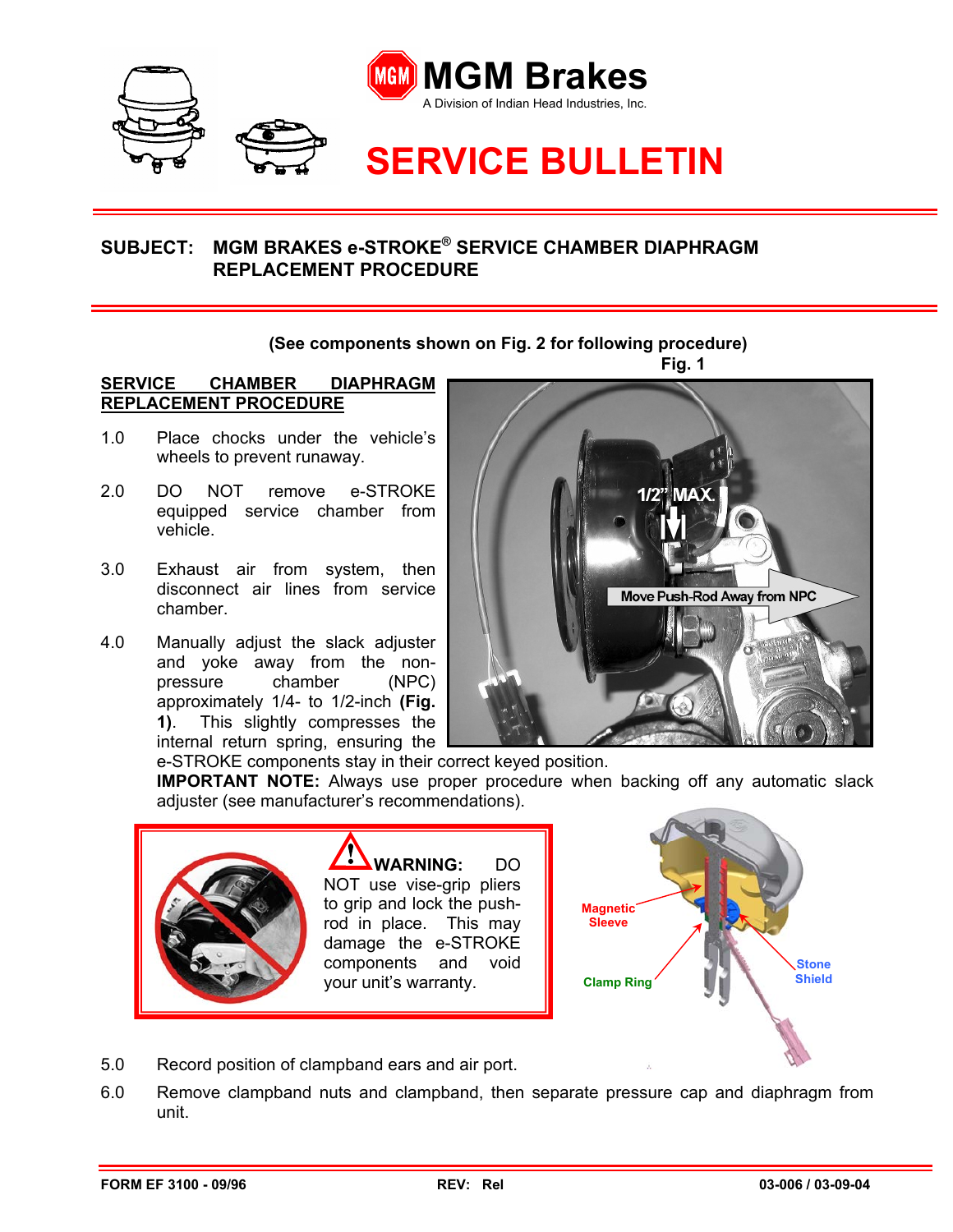# MGM Brakes

A Division of Indian Head Industries, Inc.

# SERVICE BULLETIN

## SUBJECT: MGM BRAKES e-STROKE® SERVICE CHAMBER DIAPHRAGM REPLACEMENT PROCEDURE

**(See components shown on Fig. 2 for following procedure)**

Fig. 1

1/2" MAX.

Move Push-Rod Away from NPC

### SERVICE CHAMBER DIAPHRAGM REPLACEMENT PROCEDURE

1.0 Place chocks under the vehicle's wheels to prevent runaway.

2.0 DO NOT remove e-STROKE equipped service chamber from vehicle.

3.0 Exhaust air from system, then disconnect air lines from service chamber.

4.0 Manually adjust the slack adjuster and yoke away from the non-pressure chamber (NPC) approximately 1/4- to 1/2-inch **(Fig. 1)**. This slightly compresses the internal return spring, ensuring the e-STROKE components stay in their correct keyed position.
**IMPORTANT NOTE:** Always use proper procedure when backing off any automatic slack adjuster (see manufacturer's recommendations).

> **WARNING:** DO NOT use vise-grip pliers to grip and lock the push-rod in place. This may damage the e-STROKE components and void your unit's warranty.

Magnetic Sleeve

Clamp Ring

Stone Shield

5.0 Record position of clampband ears and air port.

6.0 Remove clampband nuts and clampband, then separate pressure cap and diaphragm from unit.

FORM EF 3100 - 09/96 REV: Rel 03-006 / 03-09-04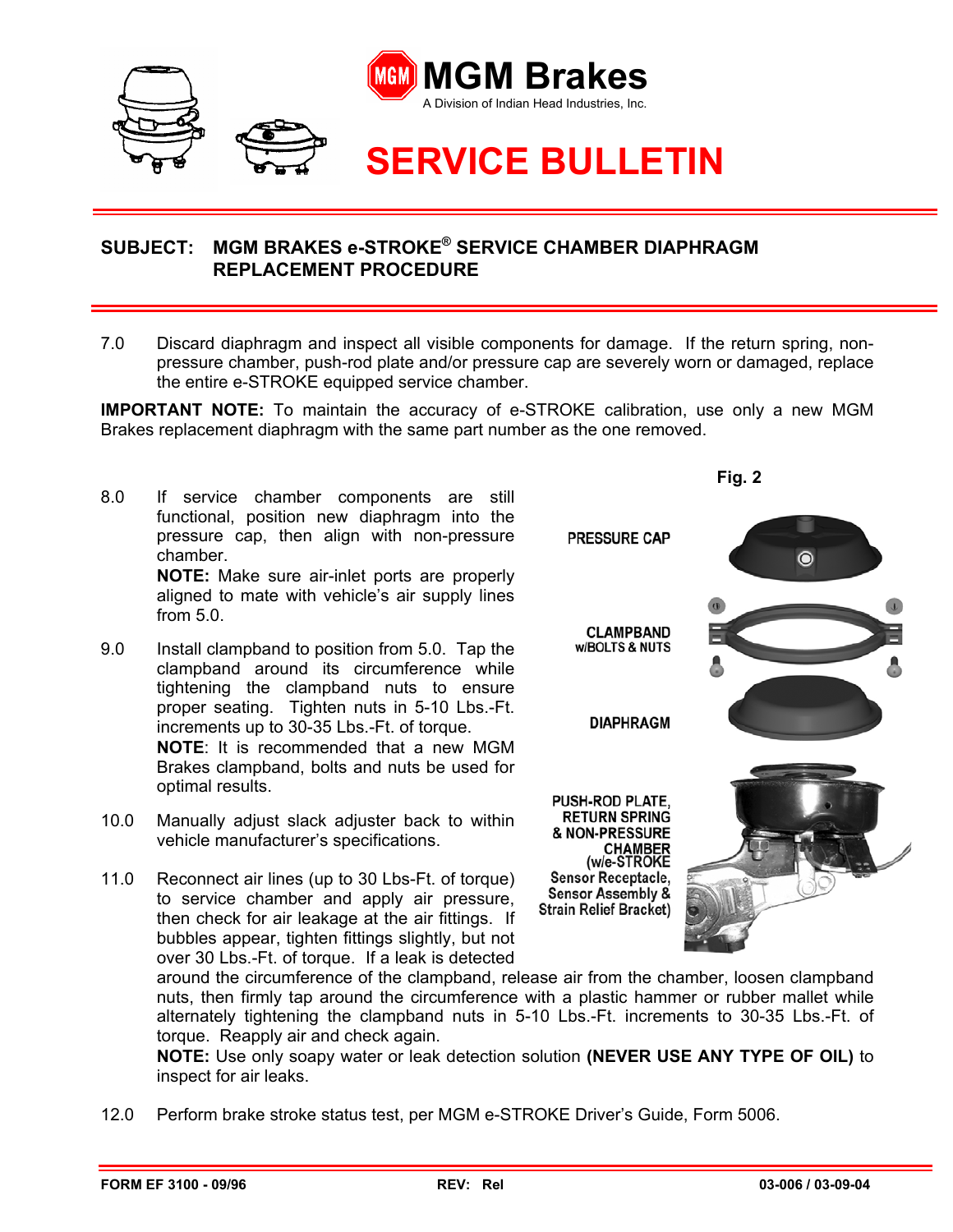# MGM Brakes

A Division of Indian Head Industries, Inc.

# SERVICE BULLETIN

## SUBJECT: MGM BRAKES e-STROKE® SERVICE CHAMBER DIAPHRAGM REPLACEMENT PROCEDURE

7.0 Discard diaphragm and inspect all visible components for damage. If the return spring, non-pressure chamber, push-rod plate and/or pressure cap are severely worn or damaged, replace the entire e-STROKE equipped service chamber.

**IMPORTANT NOTE:** To maintain the accuracy of e-STROKE calibration, use only a new MGM Brakes replacement diaphragm with the same part number as the one removed.

8.0 If service chamber components are still functional, position new diaphragm into the pressure cap, then align with non-pressure chamber.
**NOTE:** Make sure air-inlet ports are properly aligned to mate with vehicle's air supply lines from 5.0.

9.0 Install clampband to position from 5.0. Tap the clampband around its circumference while tightening the clampband nuts to ensure proper seating. Tighten nuts in 5-10 Lbs.-Ft. increments up to 30-35 Lbs.-Ft. of torque.
**NOTE**: It is recommended that a new MGM Brakes clampband, bolts and nuts be used for optimal results.

10.0 Manually adjust slack adjuster back to within vehicle manufacturer's specifications.

11.0 Reconnect air lines (up to 30 Lbs-Ft. of torque) to service chamber and apply air pressure, then check for air leakage at the air fittings. If bubbles appear, tighten fittings slightly, but not over 30 Lbs.-Ft. of torque. If a leak is detected around the circumference of the clampband, release air from the chamber, loosen clampband nuts, then firmly tap around the circumference with a plastic hammer or rubber mallet while alternately tightening the clampband nuts in 5-10 Lbs.-Ft. increments to 30-35 Lbs.-Ft. of torque. Reapply air and check again.
**NOTE:** Use only soapy water or leak detection solution **(NEVER USE ANY TYPE OF OIL)** to inspect for air leaks.

**Fig. 2**

PRESSURE CAP

CLAMPBAND w/BOLTS & NUTS

DIAPHRAGM

PUSH-ROD PLATE, RETURN SPRING & NON-PRESSURE CHAMBER (w/e-STROKE Sensor Receptacle, Sensor Assembly & Strain Relief Bracket)

12.0 Perform brake stroke status test, per MGM e-STROKE Driver's Guide, Form 5006.

FORM EF 3100 - 09/96 REV: Rel 03-006 / 03-09-04